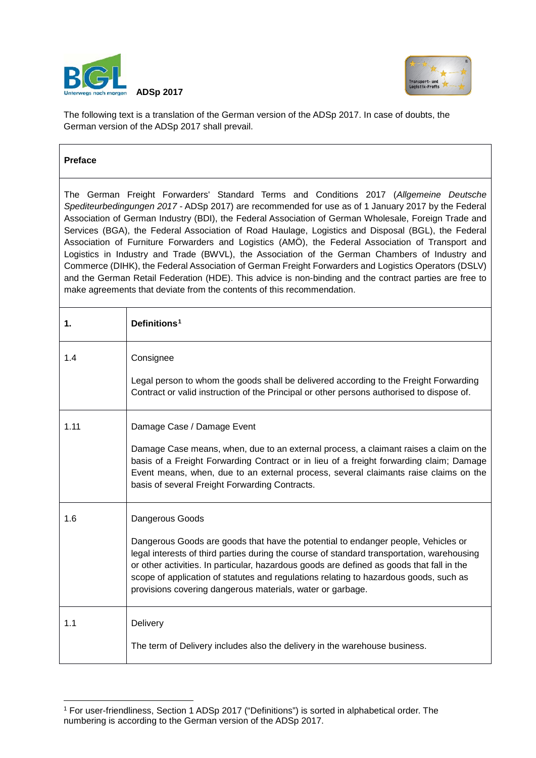**ADSp 2017**

The following text is a translation of the German version of the ADSp 2017. In case of doubts, the German version of the ADSp 2017 shall prevail.

## Preface

The German Freight Forwarders' Standard Terms and Conditions 2017 (*Allgemeine Deutsche Spediteurbedingungen 2017* - ADSp 2017) are recommended for use as of 1 January 2017 by the Federal Association of German Industry (BDI), the Federal Association of German Wholesale, Foreign Trade and Services (BGA), the Federal Association of Road Haulage, Logistics and Disposal (BGL), the Federal Association of Furniture Forwarders and Logistics (AMÖ), the Federal Association of Transport and Logistics in Industry and Trade (BWVL), the Association of the German Chambers of Industry and Commerce (DIHK), the Federal Association of German Freight Forwarders and Logistics Operators (DSLV) and the German Retail Federation (HDE). This advice is non-binding and the contract parties are free to make agreements that deviate from the contents of this recommendation.

| | |
|---|---|
| **1.** | **Definitions**[1] |
| 1.4 | Consignee<br><br>Legal person to whom the goods shall be delivered according to the Freight Forwarding Contract or valid instruction of the Principal or other persons authorised to dispose of. |
| 1.11 | Damage Case / Damage Event<br><br>Damage Case means, when, due to an external process, a claimant raises a claim on the basis of a Freight Forwarding Contract or in lieu of a freight forwarding claim; Damage Event means, when, due to an external process, several claimants raise claims on the basis of several Freight Forwarding Contracts. |
| 1.6 | Dangerous Goods<br><br>Dangerous Goods are goods that have the potential to endanger people, Vehicles or legal interests of third parties during the course of standard transportation, warehousing or other activities. In particular, hazardous goods are defined as goods that fall in the scope of application of statutes and regulations relating to hazardous goods, such as provisions covering dangerous materials, water or garbage. |
| 1.1 | Delivery<br><br>The term of Delivery includes also the delivery in the warehouse business. |

[1] For user-friendliness, Section 1 ADSp 2017 ("Definitions") is sorted in alphabetical order. The numbering is according to the German version of the ADSp 2017.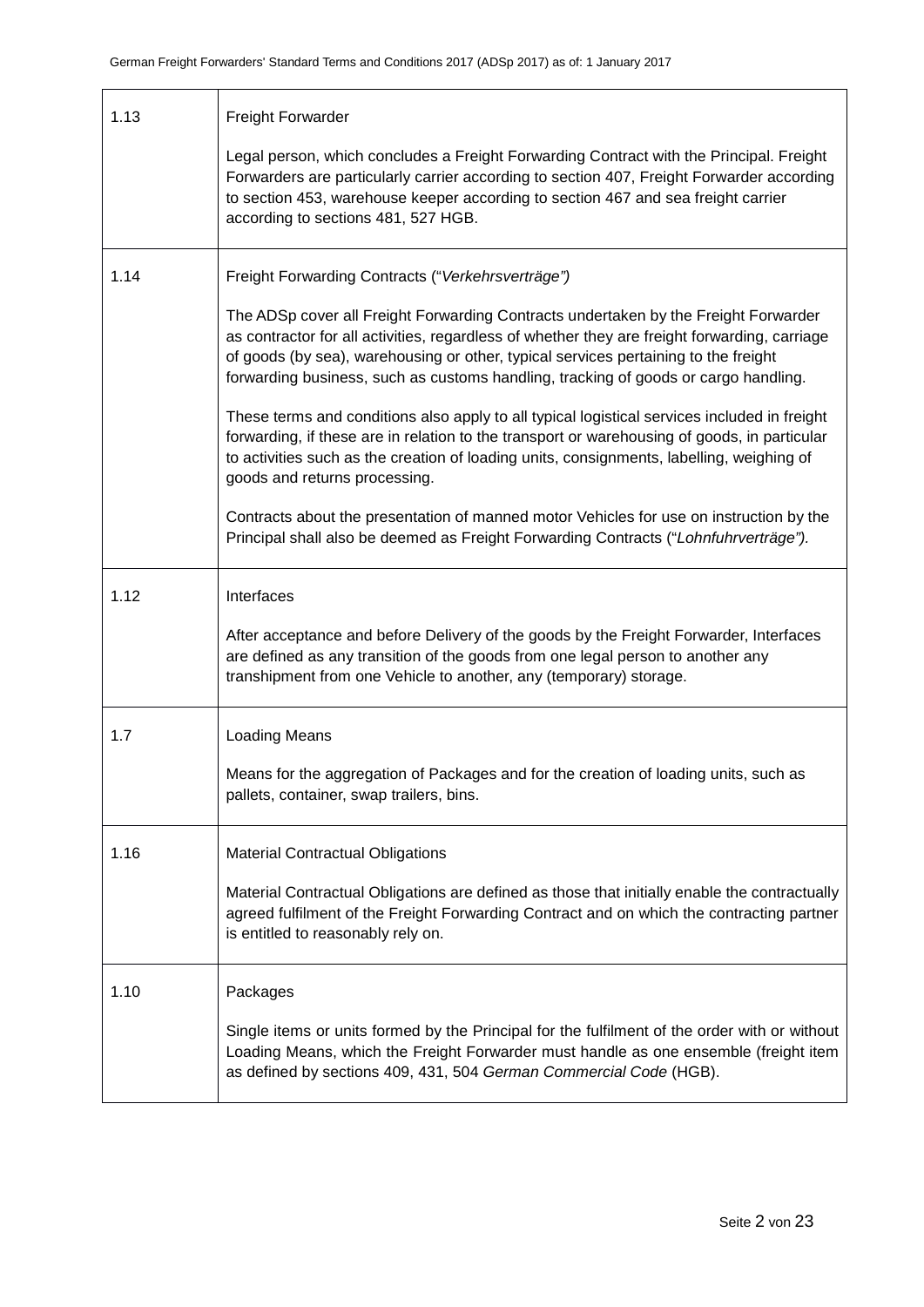| | |
|---|---|
| 1.13 | Freight Forwarder<br><br>Legal person, which concludes a Freight Forwarding Contract with the Principal. Freight Forwarders are particularly carrier according to section 407, Freight Forwarder according to section 453, warehouse keeper according to section 467 and sea freight carrier according to sections 481, 527 HGB. |
| 1.14 | Freight Forwarding Contracts (“*Verkehrsverträge”)*<br><br>The ADSp cover all Freight Forwarding Contracts undertaken by the Freight Forwarder as contractor for all activities, regardless of whether they are freight forwarding, carriage of goods (by sea), warehousing or other, typical services pertaining to the freight forwarding business, such as customs handling, tracking of goods or cargo handling.<br><br>These terms and conditions also apply to all typical logistical services included in freight forwarding, if these are in relation to the transport or warehousing of goods, in particular to activities such as the creation of loading units, consignments, labelling, weighing of goods and returns processing.<br><br>Contracts about the presentation of manned motor Vehicles for use on instruction by the Principal shall also be deemed as Freight Forwarding Contracts (“*Lohnfuhrverträge”).* |
| 1.12 | Interfaces<br><br>After acceptance and before Delivery of the goods by the Freight Forwarder, Interfaces are defined as any transition of the goods from one legal person to another any transhipment from one Vehicle to another, any (temporary) storage. |
| 1.7 | Loading Means<br><br>Means for the aggregation of Packages and for the creation of loading units, such as pallets, container, swap trailers, bins. |
| 1.16 | Material Contractual Obligations<br><br>Material Contractual Obligations are defined as those that initially enable the contractually agreed fulfilment of the Freight Forwarding Contract and on which the contracting partner is entitled to reasonably rely on. |
| 1.10 | Packages<br><br>Single items or units formed by the Principal for the fulfilment of the order with or without Loading Means, which the Freight Forwarder must handle as one ensemble (freight item as defined by sections 409, 431, 504 *German Commercial Code* (HGB). |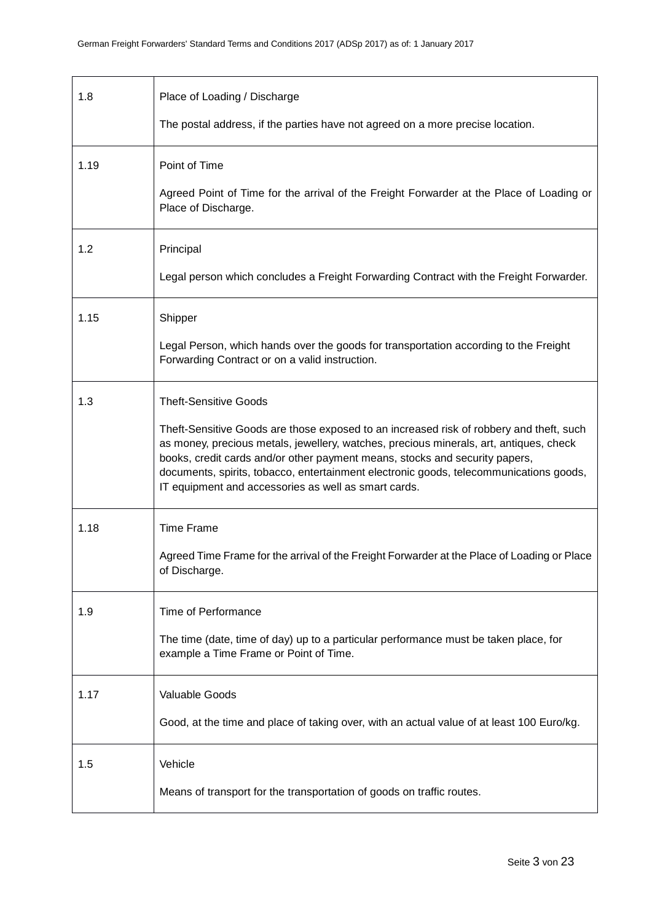| | |
|---|---|
| 1.8 | Place of Loading / Discharge<br><br>The postal address, if the parties have not agreed on a more precise location. |
| 1.19 | Point of Time<br><br>Agreed Point of Time for the arrival of the Freight Forwarder at the Place of Loading or Place of Discharge. |
| 1.2 | Principal<br><br>Legal person which concludes a Freight Forwarding Contract with the Freight Forwarder. |
| 1.15 | Shipper<br><br>Legal Person, which hands over the goods for transportation according to the Freight Forwarding Contract or on a valid instruction. |
| 1.3 | Theft-Sensitive Goods<br><br>Theft-Sensitive Goods are those exposed to an increased risk of robbery and theft, such as money, precious metals, jewellery, watches, precious minerals, art, antiques, check books, credit cards and/or other payment means, stocks and security papers, documents, spirits, tobacco, entertainment electronic goods, telecommunications goods, IT equipment and accessories as well as smart cards. |
| 1.18 | Time Frame<br><br>Agreed Time Frame for the arrival of the Freight Forwarder at the Place of Loading or Place of Discharge. |
| 1.9 | Time of Performance<br><br>The time (date, time of day) up to a particular performance must be taken place, for example a Time Frame or Point of Time. |
| 1.17 | Valuable Goods<br><br>Good, at the time and place of taking over, with an actual value of at least 100 Euro/kg. |
| 1.5 | Vehicle<br><br>Means of transport for the transportation of goods on traffic routes. |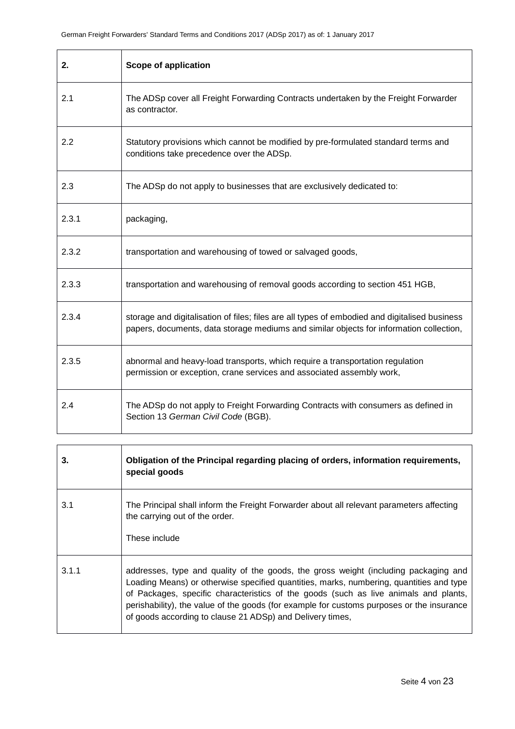| | |
|---|---|
| **2.** | **Scope of application** |
| 2.1 | The ADSp cover all Freight Forwarding Contracts undertaken by the Freight Forwarder as contractor. |
| 2.2 | Statutory provisions which cannot be modified by pre-formulated standard terms and conditions take precedence over the ADSp. |
| 2.3 | The ADSp do not apply to businesses that are exclusively dedicated to: |
| 2.3.1 | packaging, |
| 2.3.2 | transportation and warehousing of towed or salvaged goods, |
| 2.3.3 | transportation and warehousing of removal goods according to section 451 HGB, |
| 2.3.4 | storage and digitalisation of files; files are all types of embodied and digitalised business papers, documents, data storage mediums and similar objects for information collection, |
| 2.3.5 | abnormal and heavy-load transports, which require a transportation regulation permission or exception, crane services and associated assembly work, |
| 2.4 | The ADSp do not apply to Freight Forwarding Contracts with consumers as defined in Section 13 *German Civil Code* (BGB). |

| | |
|---|---|
| **3.** | **Obligation of the Principal regarding placing of orders, information requirements, special goods** |
| 3.1 | The Principal shall inform the Freight Forwarder about all relevant parameters affecting the carrying out of the order.<br><br>These include |
| 3.1.1 | addresses, type and quality of the goods, the gross weight (including packaging and Loading Means) or otherwise specified quantities, marks, numbering, quantities and type of Packages, specific characteristics of the goods (such as live animals and plants, perishability), the value of the goods (for example for customs purposes or the insurance of goods according to clause 21 ADSp) and Delivery times, |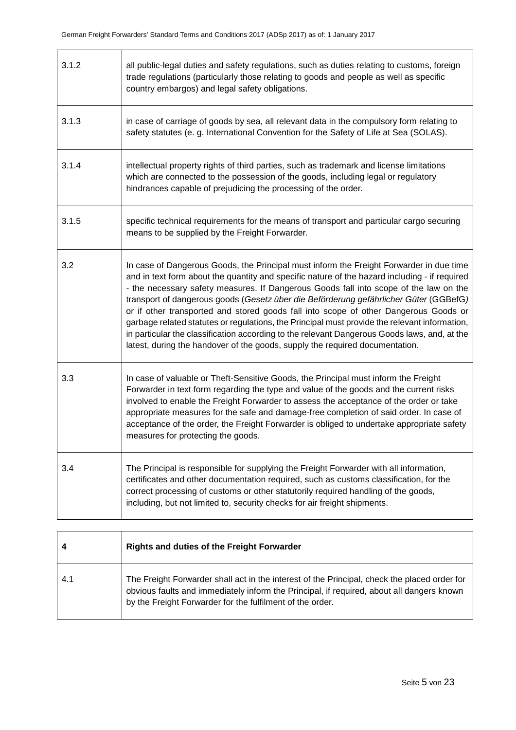| | |
|---|---|
| 3.1.2 | all public-legal duties and safety regulations, such as duties relating to customs, foreign trade regulations (particularly those relating to goods and people as well as specific country embargos) and legal safety obligations. |
| 3.1.3 | in case of carriage of goods by sea, all relevant data in the compulsory form relating to safety statutes (e. g. International Convention for the Safety of Life at Sea (SOLAS). |
| 3.1.4 | intellectual property rights of third parties, such as trademark and license limitations which are connected to the possession of the goods, including legal or regulatory hindrances capable of prejudicing the processing of the order. |
| 3.1.5 | specific technical requirements for the means of transport and particular cargo securing means to be supplied by the Freight Forwarder. |
| 3.2 | In case of Dangerous Goods, the Principal must inform the Freight Forwarder in due time and in text form about the quantity and specific nature of the hazard including - if required - the necessary safety measures. If Dangerous Goods fall into scope of the law on the transport of dangerous goods (*Gesetz über die Beförderung gefährlicher Güter* (GGBefG*)* or if other transported and stored goods fall into scope of other Dangerous Goods or garbage related statutes or regulations, the Principal must provide the relevant information, in particular the classification according to the relevant Dangerous Goods laws, and, at the latest, during the handover of the goods, supply the required documentation. |
| 3.3 | In case of valuable or Theft-Sensitive Goods, the Principal must inform the Freight Forwarder in text form regarding the type and value of the goods and the current risks involved to enable the Freight Forwarder to assess the acceptance of the order or take appropriate measures for the safe and damage-free completion of said order. In case of acceptance of the order, the Freight Forwarder is obliged to undertake appropriate safety measures for protecting the goods. |
| 3.4 | The Principal is responsible for supplying the Freight Forwarder with all information, certificates and other documentation required, such as customs classification, for the correct processing of customs or other statutorily required handling of the goods, including, but not limited to, security checks for air freight shipments. |

| **4** | **Rights and duties of the Freight Forwarder** |
|---|---|
| 4.1 | The Freight Forwarder shall act in the interest of the Principal, check the placed order for obvious faults and immediately inform the Principal, if required, about all dangers known by the Freight Forwarder for the fulfilment of the order. |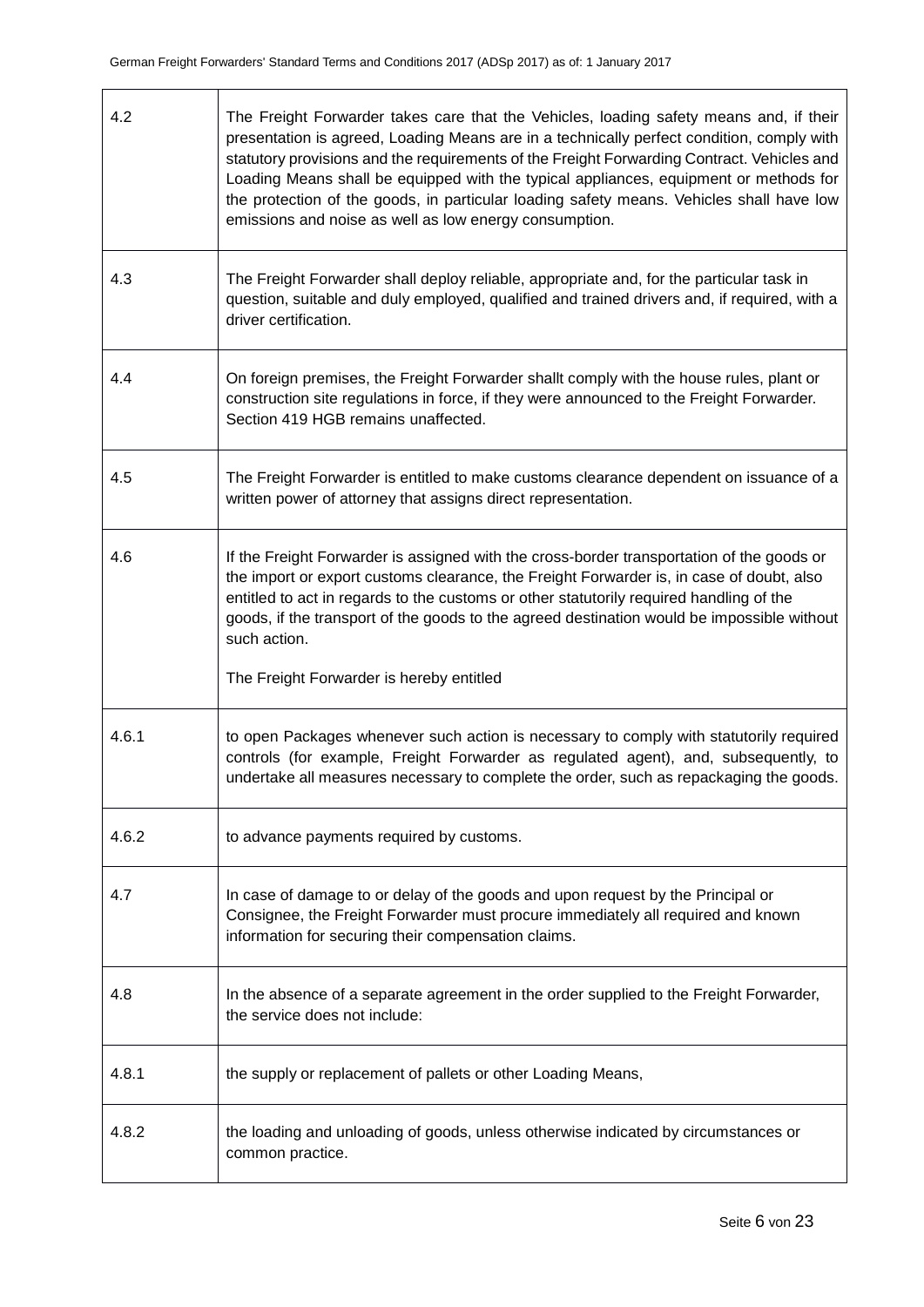| | |
|---|---|
| 4.2 | The Freight Forwarder takes care that the Vehicles, loading safety means and, if their presentation is agreed, Loading Means are in a technically perfect condition, comply with statutory provisions and the requirements of the Freight Forwarding Contract. Vehicles and Loading Means shall be equipped with the typical appliances, equipment or methods for the protection of the goods, in particular loading safety means. Vehicles shall have low emissions and noise as well as low energy consumption. |
| 4.3 | The Freight Forwarder shall deploy reliable, appropriate and, for the particular task in question, suitable and duly employed, qualified and trained drivers and, if required, with a driver certification. |
| 4.4 | On foreign premises, the Freight Forwarder shallt comply with the house rules, plant or construction site regulations in force, if they were announced to the Freight Forwarder. Section 419 HGB remains unaffected. |
| 4.5 | The Freight Forwarder is entitled to make customs clearance dependent on issuance of a written power of attorney that assigns direct representation. |
| 4.6 | If the Freight Forwarder is assigned with the cross-border transportation of the goods or the import or export customs clearance, the Freight Forwarder is, in case of doubt, also entitled to act in regards to the customs or other statutorily required handling of the goods, if the transport of the goods to the agreed destination would be impossible without such action.<br><br>The Freight Forwarder is hereby entitled |
| 4.6.1 | to open Packages whenever such action is necessary to comply with statutorily required controls (for example, Freight Forwarder as regulated agent), and, subsequently, to undertake all measures necessary to complete the order, such as repackaging the goods. |
| 4.6.2 | to advance payments required by customs. |
| 4.7 | In case of damage to or delay of the goods and upon request by the Principal or Consignee, the Freight Forwarder must procure immediately all required and known information for securing their compensation claims. |
| 4.8 | In the absence of a separate agreement in the order supplied to the Freight Forwarder, the service does not include: |
| 4.8.1 | the supply or replacement of pallets or other Loading Means, |
| 4.8.2 | the loading and unloading of goods, unless otherwise indicated by circumstances or common practice. |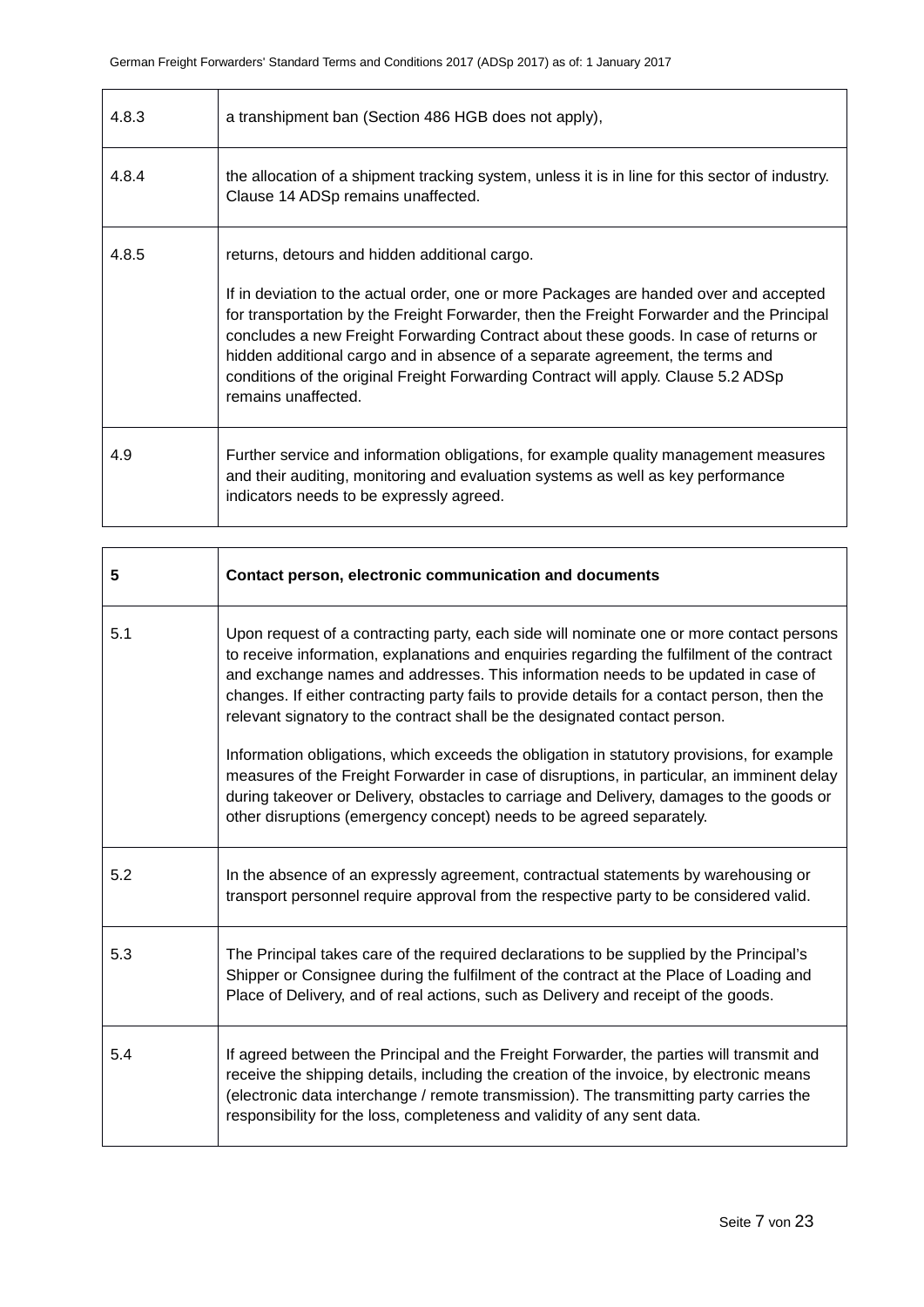| | |
|---|---|
| 4.8.3 | a transhipment ban (Section 486 HGB does not apply), |
| 4.8.4 | the allocation of a shipment tracking system, unless it is in line for this sector of industry. Clause 14 ADSp remains unaffected. |
| 4.8.5 | returns, detours and hidden additional cargo.<br><br>If in deviation to the actual order, one or more Packages are handed over and accepted for transportation by the Freight Forwarder, then the Freight Forwarder and the Principal concludes a new Freight Forwarding Contract about these goods. In case of returns or hidden additional cargo and in absence of a separate agreement, the terms and conditions of the original Freight Forwarding Contract will apply. Clause 5.2 ADSp remains unaffected. |
| 4.9 | Further service and information obligations, for example quality management measures and their auditing, monitoring and evaluation systems as well as key performance indicators needs to be expressly agreed. |

| **5** | **Contact person, electronic communication and documents** |
|---|---|
| 5.1 | Upon request of a contracting party, each side will nominate one or more contact persons to receive information, explanations and enquiries regarding the fulfilment of the contract and exchange names and addresses. This information needs to be updated in case of changes. If either contracting party fails to provide details for a contact person, then the relevant signatory to the contract shall be the designated contact person.<br><br>Information obligations, which exceeds the obligation in statutory provisions, for example measures of the Freight Forwarder in case of disruptions, in particular, an imminent delay during takeover or Delivery, obstacles to carriage and Delivery, damages to the goods or other disruptions (emergency concept) needs to be agreed separately. |
| 5.2 | In the absence of an expressly agreement, contractual statements by warehousing or transport personnel require approval from the respective party to be considered valid. |
| 5.3 | The Principal takes care of the required declarations to be supplied by the Principal's Shipper or Consignee during the fulfilment of the contract at the Place of Loading and Place of Delivery, and of real actions, such as Delivery and receipt of the goods. |
| 5.4 | If agreed between the Principal and the Freight Forwarder, the parties will transmit and receive the shipping details, including the creation of the invoice, by electronic means (electronic data interchange / remote transmission). The transmitting party carries the responsibility for the loss, completeness and validity of any sent data. |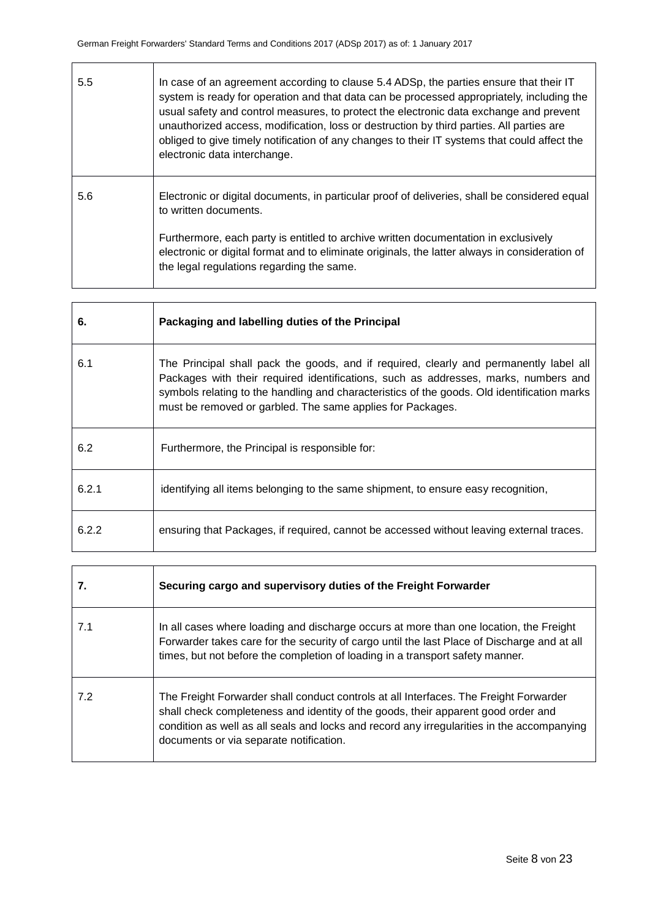| | |
|---|---|
| 5.5 | In case of an agreement according to clause 5.4 ADSp, the parties ensure that their IT system is ready for operation and that data can be processed appropriately, including the usual safety and control measures, to protect the electronic data exchange and prevent unauthorized access, modification, loss or destruction by third parties. All parties are obliged to give timely notification of any changes to their IT systems that could affect the electronic data interchange. |
| 5.6 | Electronic or digital documents, in particular proof of deliveries, shall be considered equal to written documents.<br><br>Furthermore, each party is entitled to archive written documentation in exclusively electronic or digital format and to eliminate originals, the latter always in consideration of the legal regulations regarding the same. |

| | |
|---|---|
| **6.** | **Packaging and labelling duties of the Principal** |
| 6.1 | The Principal shall pack the goods, and if required, clearly and permanently label all Packages with their required identifications, such as addresses, marks, numbers and symbols relating to the handling and characteristics of the goods. Old identification marks must be removed or garbled. The same applies for Packages. |
| 6.2 | Furthermore, the Principal is responsible for: |
| 6.2.1 | identifying all items belonging to the same shipment, to ensure easy recognition, |
| 6.2.2 | ensuring that Packages, if required, cannot be accessed without leaving external traces. |

| | |
|---|---|
| **7.** | **Securing cargo and supervisory duties of the Freight Forwarder** |
| 7.1 | In all cases where loading and discharge occurs at more than one location, the Freight Forwarder takes care for the security of cargo until the last Place of Discharge and at all times, but not before the completion of loading in a transport safety manner. |
| 7.2 | The Freight Forwarder shall conduct controls at all Interfaces. The Freight Forwarder shall check completeness and identity of the goods, their apparent good order and condition as well as all seals and locks and record any irregularities in the accompanying documents or via separate notification. |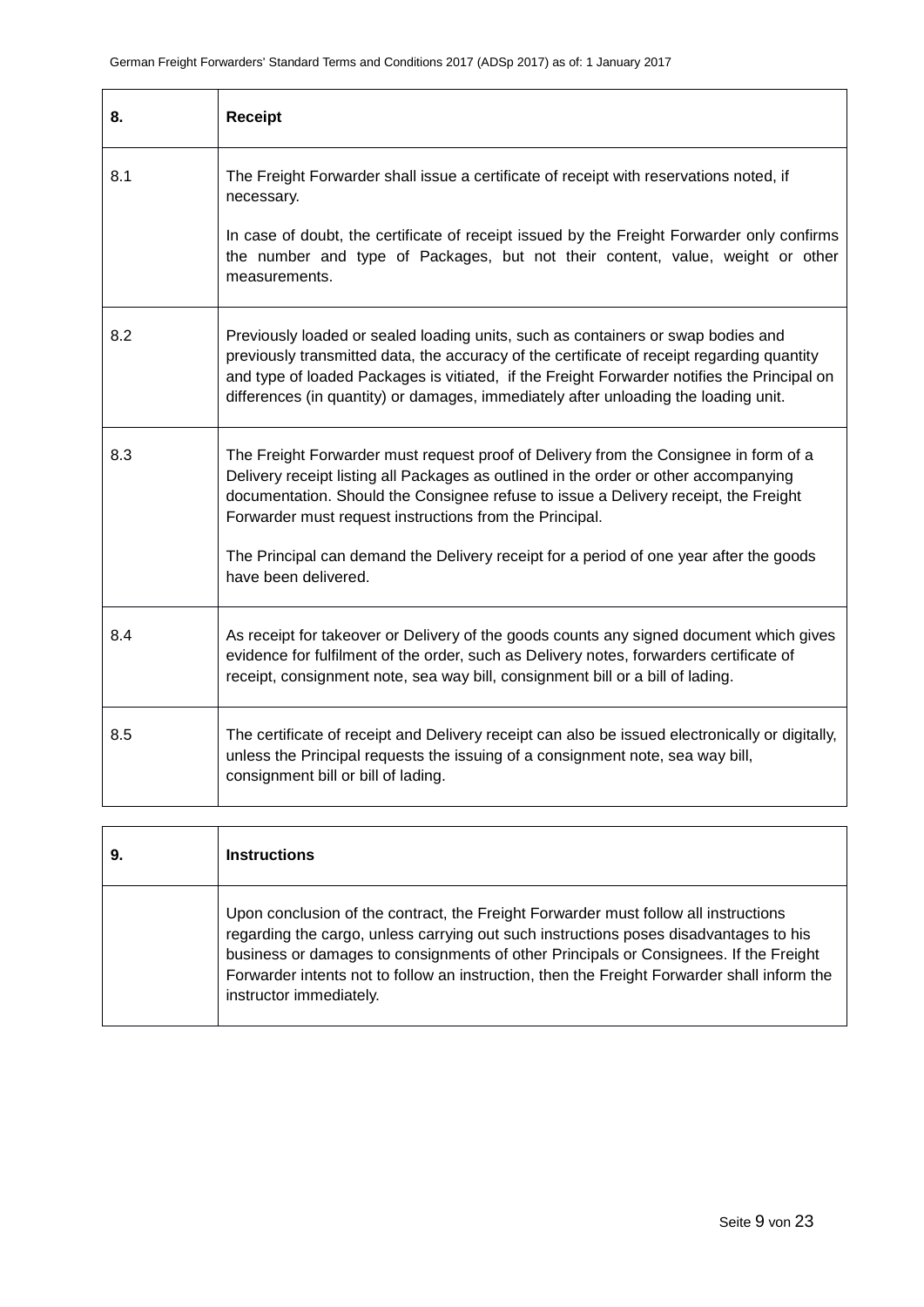| 8. | Receipt |
|---|---|
| 8.1 | The Freight Forwarder shall issue a certificate of receipt with reservations noted, if necessary.<br><br>In case of doubt, the certificate of receipt issued by the Freight Forwarder only confirms the number and type of Packages, but not their content, value, weight or other measurements. |
| 8.2 | Previously loaded or sealed loading units, such as containers or swap bodies and previously transmitted data, the accuracy of the certificate of receipt regarding quantity and type of loaded Packages is vitiated, if the Freight Forwarder notifies the Principal on differences (in quantity) or damages, immediately after unloading the loading unit. |
| 8.3 | The Freight Forwarder must request proof of Delivery from the Consignee in form of a Delivery receipt listing all Packages as outlined in the order or other accompanying documentation. Should the Consignee refuse to issue a Delivery receipt, the Freight Forwarder must request instructions from the Principal.<br><br>The Principal can demand the Delivery receipt for a period of one year after the goods have been delivered. |
| 8.4 | As receipt for takeover or Delivery of the goods counts any signed document which gives evidence for fulfilment of the order, such as Delivery notes, forwarders certificate of receipt, consignment note, sea way bill, consignment bill or a bill of lading. |
| 8.5 | The certificate of receipt and Delivery receipt can also be issued electronically or digitally, unless the Principal requests the issuing of a consignment note, sea way bill, consignment bill or bill of lading. |

| 9. | Instructions |
|---|---|
| | Upon conclusion of the contract, the Freight Forwarder must follow all instructions regarding the cargo, unless carrying out such instructions poses disadvantages to his business or damages to consignments of other Principals or Consignees. If the Freight Forwarder intents not to follow an instruction, then the Freight Forwarder shall inform the instructor immediately. |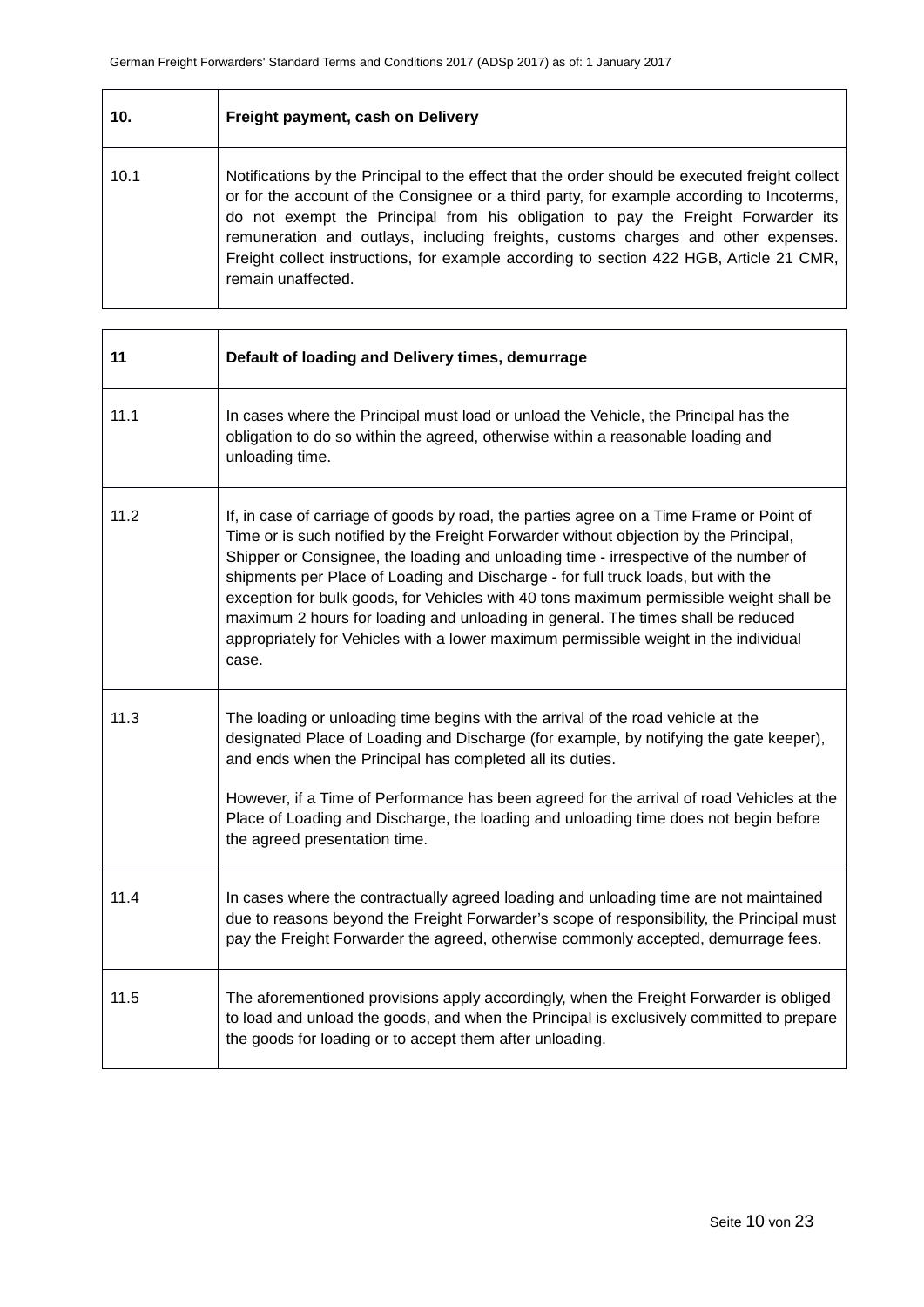| 10. | **Freight payment, cash on Delivery** |
| --- | --- |
| 10.1 | Notifications by the Principal to the effect that the order should be executed freight collect or for the account of the Consignee or a third party, for example according to Incoterms, do not exempt the Principal from his obligation to pay the Freight Forwarder its remuneration and outlays, including freights, customs charges and other expenses. Freight collect instructions, for example according to section 422 HGB, Article 21 CMR, remain unaffected. |

| 11 | **Default of loading and Delivery times, demurrage** |
| --- | --- |
| 11.1 | In cases where the Principal must load or unload the Vehicle, the Principal has the obligation to do so within the agreed, otherwise within a reasonable loading and unloading time. |
| 11.2 | If, in case of carriage of goods by road, the parties agree on a Time Frame or Point of Time or is such notified by the Freight Forwarder without objection by the Principal, Shipper or Consignee, the loading and unloading time - irrespective of the number of shipments per Place of Loading and Discharge - for full truck loads, but with the exception for bulk goods, for Vehicles with 40 tons maximum permissible weight shall be maximum 2 hours for loading and unloading in general. The times shall be reduced appropriately for Vehicles with a lower maximum permissible weight in the individual case. |
| 11.3 | The loading or unloading time begins with the arrival of the road vehicle at the designated Place of Loading and Discharge (for example, by notifying the gate keeper), and ends when the Principal has completed all its duties.<br><br>However, if a Time of Performance has been agreed for the arrival of road Vehicles at the Place of Loading and Discharge, the loading and unloading time does not begin before the agreed presentation time. |
| 11.4 | In cases where the contractually agreed loading and unloading time are not maintained due to reasons beyond the Freight Forwarder's scope of responsibility, the Principal must pay the Freight Forwarder the agreed, otherwise commonly accepted, demurrage fees. |
| 11.5 | The aforementioned provisions apply accordingly, when the Freight Forwarder is obliged to load and unload the goods, and when the Principal is exclusively committed to prepare the goods for loading or to accept them after unloading. |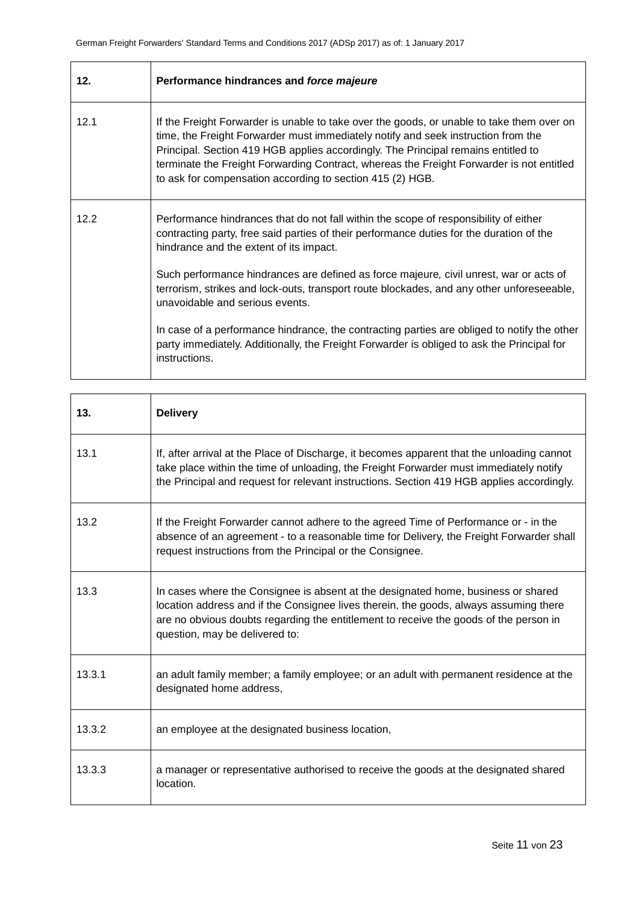| 12. | **Performance hindrances and *force majeure*** |
|---|---|
| 12.1 | If the Freight Forwarder is unable to take over the goods, or unable to take them over on time, the Freight Forwarder must immediately notify and seek instruction from the Principal. Section 419 HGB applies accordingly. The Principal remains entitled to terminate the Freight Forwarding Contract, whereas the Freight Forwarder is not entitled to ask for compensation according to section 415 (2) HGB. |
| 12.2 | Performance hindrances that do not fall within the scope of responsibility of either contracting party, free said parties of their performance duties for the duration of the hindrance and the extent of its impact.<br><br>Such performance hindrances are defined as force majeure*,* civil unrest, war or acts of terrorism, strikes and lock-outs, transport route blockades, and any other unforeseeable, unavoidable and serious events.<br><br>In case of a performance hindrance, the contracting parties are obliged to notify the other party immediately. Additionally, the Freight Forwarder is obliged to ask the Principal for instructions. |

| 13. | **Delivery** |
|---|---|
| 13.1 | If, after arrival at the Place of Discharge, it becomes apparent that the unloading cannot take place within the time of unloading, the Freight Forwarder must immediately notify the Principal and request for relevant instructions. Section 419 HGB applies accordingly. |
| 13.2 | If the Freight Forwarder cannot adhere to the agreed Time of Performance or - in the absence of an agreement - to a reasonable time for Delivery, the Freight Forwarder shall request instructions from the Principal or the Consignee. |
| 13.3 | In cases where the Consignee is absent at the designated home, business or shared location address and if the Consignee lives therein, the goods, always assuming there are no obvious doubts regarding the entitlement to receive the goods of the person in question, may be delivered to: |
| 13.3.1 | an adult family member; a family employee; or an adult with permanent residence at the designated home address, |
| 13.3.2 | an employee at the designated business location, |
| 13.3.3 | a manager or representative authorised to receive the goods at the designated shared location. |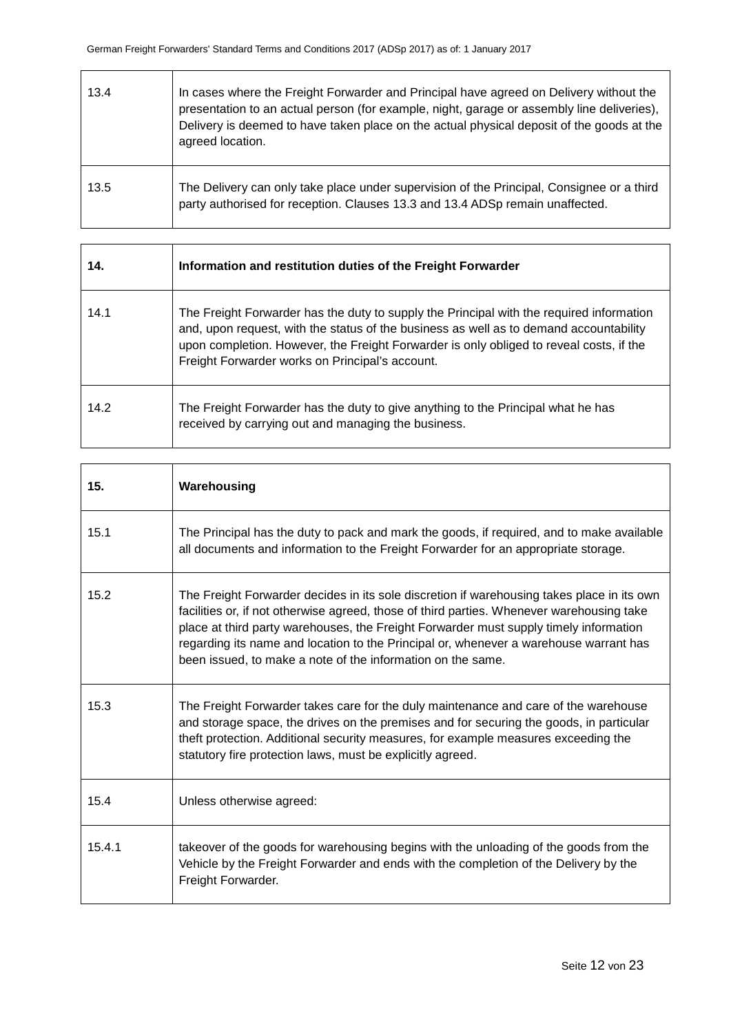| | |
|---|---|
| 13.4 | In cases where the Freight Forwarder and Principal have agreed on Delivery without the presentation to an actual person (for example, night, garage or assembly line deliveries), Delivery is deemed to have taken place on the actual physical deposit of the goods at the agreed location. |
| 13.5 | The Delivery can only take place under supervision of the Principal, Consignee or a third party authorised for reception. Clauses 13.3 and 13.4 ADSp remain unaffected. |

| **14.** | **Information and restitution duties of the Freight Forwarder** |
|---|---|
| 14.1 | The Freight Forwarder has the duty to supply the Principal with the required information and, upon request, with the status of the business as well as to demand accountability upon completion. However, the Freight Forwarder is only obliged to reveal costs, if the Freight Forwarder works on Principal's account. |
| 14.2 | The Freight Forwarder has the duty to give anything to the Principal what he has received by carrying out and managing the business. |

| **15.** | **Warehousing** |
|---|---|
| 15.1 | The Principal has the duty to pack and mark the goods, if required, and to make available all documents and information to the Freight Forwarder for an appropriate storage. |
| 15.2 | The Freight Forwarder decides in its sole discretion if warehousing takes place in its own facilities or, if not otherwise agreed, those of third parties. Whenever warehousing take place at third party warehouses, the Freight Forwarder must supply timely information regarding its name and location to the Principal or, whenever a warehouse warrant has been issued, to make a note of the information on the same. |
| 15.3 | The Freight Forwarder takes care for the duly maintenance and care of the warehouse and storage space, the drives on the premises and for securing the goods, in particular theft protection. Additional security measures, for example measures exceeding the statutory fire protection laws, must be explicitly agreed. |
| 15.4 | Unless otherwise agreed: |
| 15.4.1 | takeover of the goods for warehousing begins with the unloading of the goods from the Vehicle by the Freight Forwarder and ends with the completion of the Delivery by the Freight Forwarder. |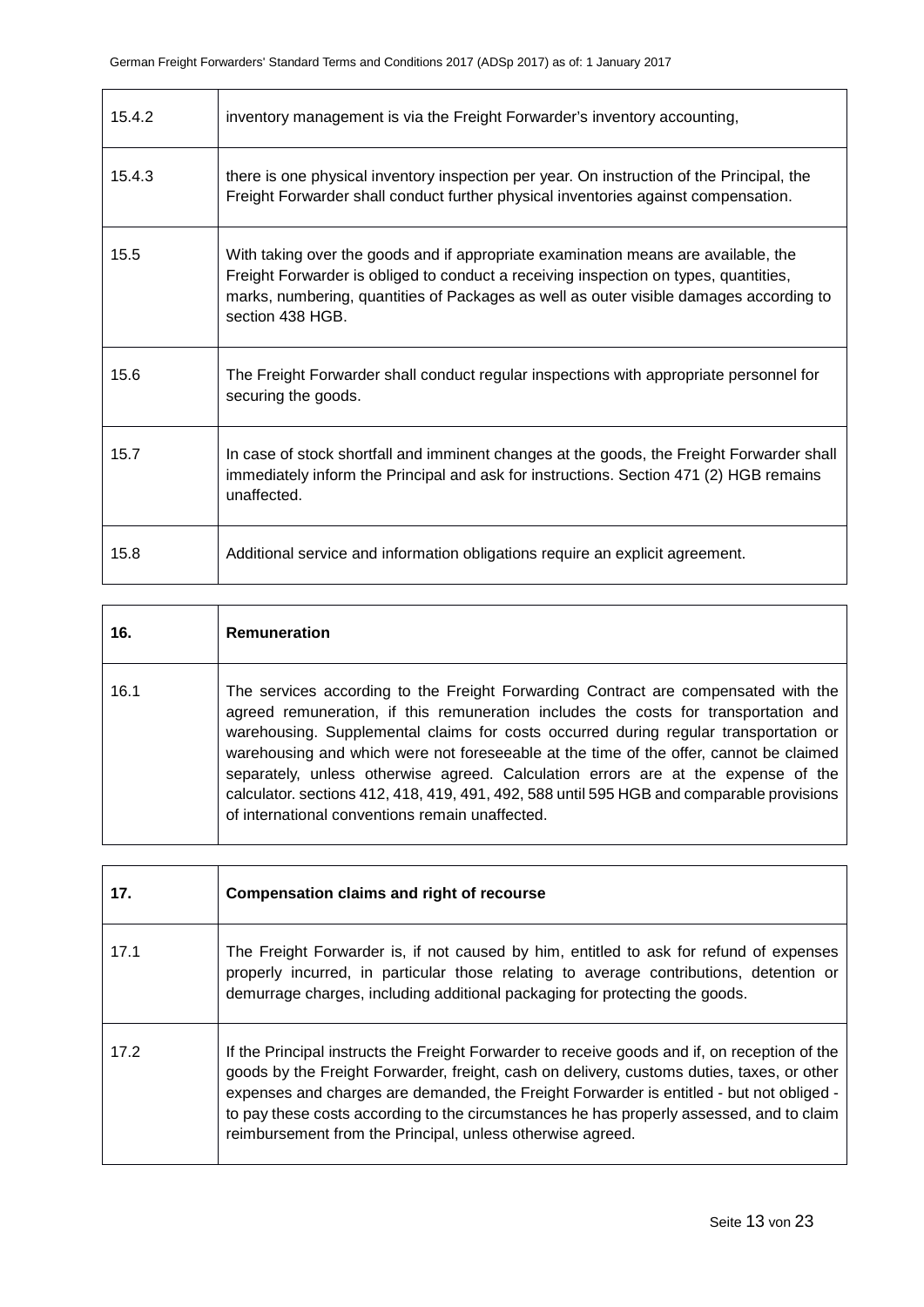| | |
|---|---|
| 15.4.2 | inventory management is via the Freight Forwarder's inventory accounting, |
| 15.4.3 | there is one physical inventory inspection per year. On instruction of the Principal, the Freight Forwarder shall conduct further physical inventories against compensation. |
| 15.5 | With taking over the goods and if appropriate examination means are available, the Freight Forwarder is obliged to conduct a receiving inspection on types, quantities, marks, numbering, quantities of Packages as well as outer visible damages according to section 438 HGB. |
| 15.6 | The Freight Forwarder shall conduct regular inspections with appropriate personnel for securing the goods. |
| 15.7 | In case of stock shortfall and imminent changes at the goods, the Freight Forwarder shall immediately inform the Principal and ask for instructions. Section 471 (2) HGB remains unaffected. |
| 15.8 | Additional service and information obligations require an explicit agreement. |

| **16.** | **Remuneration** |
|---|---|
| 16.1 | The services according to the Freight Forwarding Contract are compensated with the agreed remuneration, if this remuneration includes the costs for transportation and warehousing. Supplemental claims for costs occurred during regular transportation or warehousing and which were not foreseeable at the time of the offer, cannot be claimed separately, unless otherwise agreed. Calculation errors are at the expense of the calculator. sections 412, 418, 419, 491, 492, 588 until 595 HGB and comparable provisions of international conventions remain unaffected. |

| **17.** | **Compensation claims and right of recourse** |
|---|---|
| 17.1 | The Freight Forwarder is, if not caused by him, entitled to ask for refund of expenses properly incurred, in particular those relating to average contributions, detention or demurrage charges, including additional packaging for protecting the goods. |
| 17.2 | If the Principal instructs the Freight Forwarder to receive goods and if, on reception of the goods by the Freight Forwarder, freight, cash on delivery, customs duties, taxes, or other expenses and charges are demanded, the Freight Forwarder is entitled - but not obliged - to pay these costs according to the circumstances he has properly assessed, and to claim reimbursement from the Principal, unless otherwise agreed. |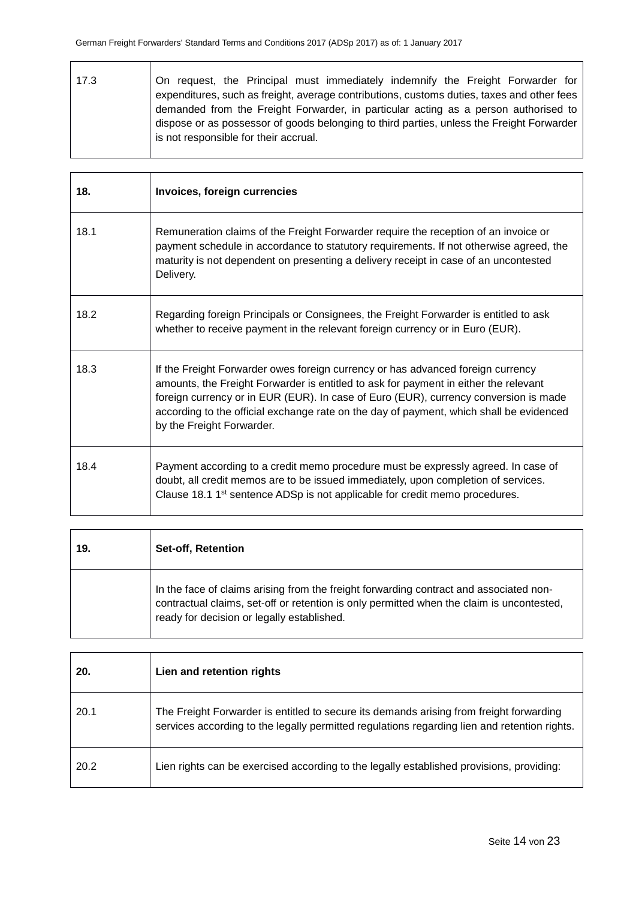| | |
|---|---|
| 17.3 | On request, the Principal must immediately indemnify the Freight Forwarder for expenditures, such as freight, average contributions, customs duties, taxes and other fees demanded from the Freight Forwarder, in particular acting as a person authorised to dispose or as possessor of goods belonging to third parties, unless the Freight Forwarder is not responsible for their accrual. |

| **18.** | **Invoices, foreign currencies** |
|---|---|
| 18.1 | Remuneration claims of the Freight Forwarder require the reception of an invoice or payment schedule in accordance to statutory requirements. If not otherwise agreed, the maturity is not dependent on presenting a delivery receipt in case of an uncontested Delivery. |
| 18.2 | Regarding foreign Principals or Consignees, the Freight Forwarder is entitled to ask whether to receive payment in the relevant foreign currency or in Euro (EUR). |
| 18.3 | If the Freight Forwarder owes foreign currency or has advanced foreign currency amounts, the Freight Forwarder is entitled to ask for payment in either the relevant foreign currency or in EUR (EUR). In case of Euro (EUR), currency conversion is made according to the official exchange rate on the day of payment, which shall be evidenced by the Freight Forwarder. |
| 18.4 | Payment according to a credit memo procedure must be expressly agreed. In case of doubt, all credit memos are to be issued immediately, upon completion of services. Clause 18.1 1st sentence ADSp is not applicable for credit memo procedures. |

| **19.** | **Set-off, Retention** |
|---|---|
| | In the face of claims arising from the freight forwarding contract and associated non-contractual claims, set-off or retention is only permitted when the claim is uncontested, ready for decision or legally established. |

| **20.** | **Lien and retention rights** |
|---|---|
| 20.1 | The Freight Forwarder is entitled to secure its demands arising from freight forwarding services according to the legally permitted regulations regarding lien and retention rights. |
| 20.2 | Lien rights can be exercised according to the legally established provisions, providing: |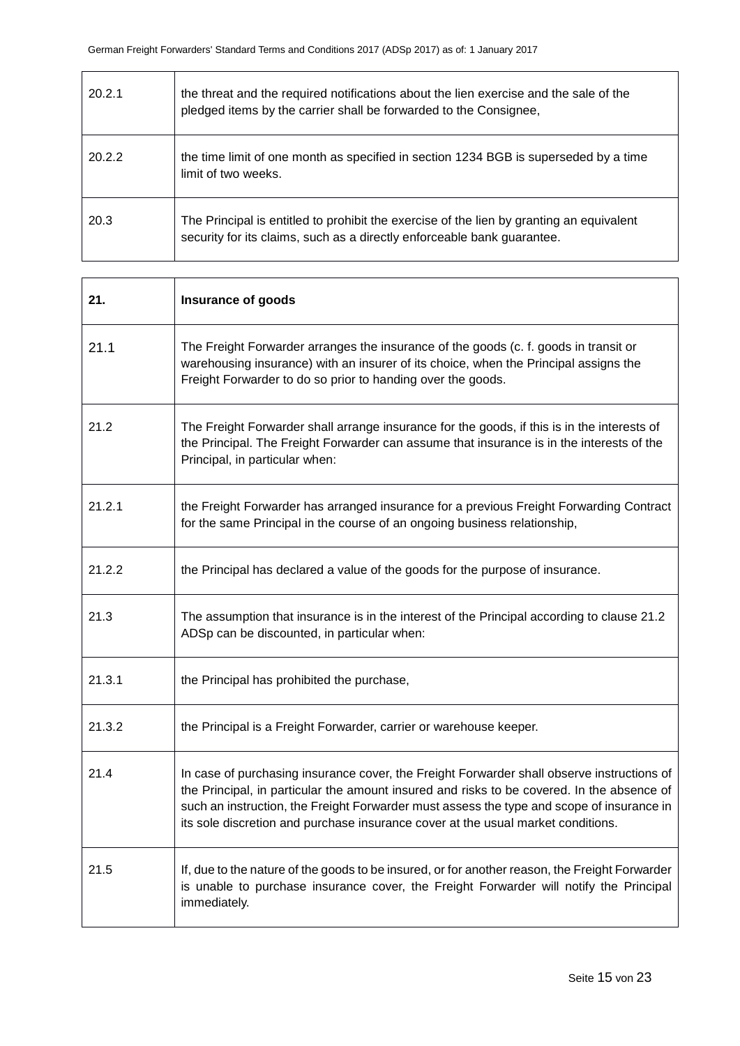| | |
|---|---|
| 20.2.1 | the threat and the required notifications about the lien exercise and the sale of the pledged items by the carrier shall be forwarded to the Consignee, |
| 20.2.2 | the time limit of one month as specified in section 1234 BGB is superseded by a time limit of two weeks. |
| 20.3 | The Principal is entitled to prohibit the exercise of the lien by granting an equivalent security for its claims, such as a directly enforceable bank guarantee. |

| **21.** | **Insurance of goods** |
|---|---|
| 21.1 | The Freight Forwarder arranges the insurance of the goods (c. f. goods in transit or warehousing insurance) with an insurer of its choice, when the Principal assigns the Freight Forwarder to do so prior to handing over the goods. |
| 21.2 | The Freight Forwarder shall arrange insurance for the goods, if this is in the interests of the Principal. The Freight Forwarder can assume that insurance is in the interests of the Principal, in particular when: |
| 21.2.1 | the Freight Forwarder has arranged insurance for a previous Freight Forwarding Contract for the same Principal in the course of an ongoing business relationship, |
| 21.2.2 | the Principal has declared a value of the goods for the purpose of insurance. |
| 21.3 | The assumption that insurance is in the interest of the Principal according to clause 21.2 ADSp can be discounted, in particular when: |
| 21.3.1 | the Principal has prohibited the purchase, |
| 21.3.2 | the Principal is a Freight Forwarder, carrier or warehouse keeper. |
| 21.4 | In case of purchasing insurance cover, the Freight Forwarder shall observe instructions of the Principal, in particular the amount insured and risks to be covered. In the absence of such an instruction, the Freight Forwarder must assess the type and scope of insurance in its sole discretion and purchase insurance cover at the usual market conditions. |
| 21.5 | If, due to the nature of the goods to be insured, or for another reason, the Freight Forwarder is unable to purchase insurance cover, the Freight Forwarder will notify the Principal immediately. |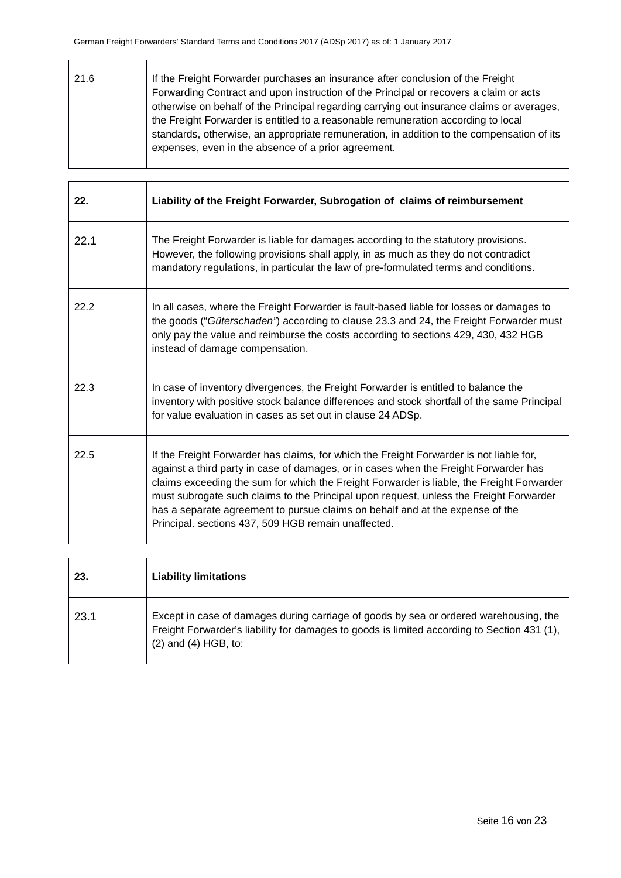| | |
|---|---|
| 21.6 | If the Freight Forwarder purchases an insurance after conclusion of the Freight Forwarding Contract and upon instruction of the Principal or recovers a claim or acts otherwise on behalf of the Principal regarding carrying out insurance claims or averages, the Freight Forwarder is entitled to a reasonable remuneration according to local standards, otherwise, an appropriate remuneration, in addition to the compensation of its expenses, even in the absence of a prior agreement. |

| **22.** | **Liability of the Freight Forwarder, Subrogation of claims of reimbursement** |
|---|---|
| 22.1 | The Freight Forwarder is liable for damages according to the statutory provisions. However, the following provisions shall apply, in as much as they do not contradict mandatory regulations, in particular the law of pre-formulated terms and conditions. |
| 22.2 | In all cases, where the Freight Forwarder is fault-based liable for losses or damages to the goods ("*Güterschaden"*) according to clause 23.3 and 24, the Freight Forwarder must only pay the value and reimburse the costs according to sections 429, 430, 432 HGB instead of damage compensation. |
| 22.3 | In case of inventory divergences, the Freight Forwarder is entitled to balance the inventory with positive stock balance differences and stock shortfall of the same Principal for value evaluation in cases as set out in clause 24 ADSp. |
| 22.5 | If the Freight Forwarder has claims, for which the Freight Forwarder is not liable for, against a third party in case of damages, or in cases when the Freight Forwarder has claims exceeding the sum for which the Freight Forwarder is liable, the Freight Forwarder must subrogate such claims to the Principal upon request, unless the Freight Forwarder has a separate agreement to pursue claims on behalf and at the expense of the Principal. sections 437, 509 HGB remain unaffected. |

| **23.** | **Liability limitations** |
|---|---|
| 23.1 | Except in case of damages during carriage of goods by sea or ordered warehousing, the Freight Forwarder's liability for damages to goods is limited according to Section 431 (1), (2) and (4) HGB, to: |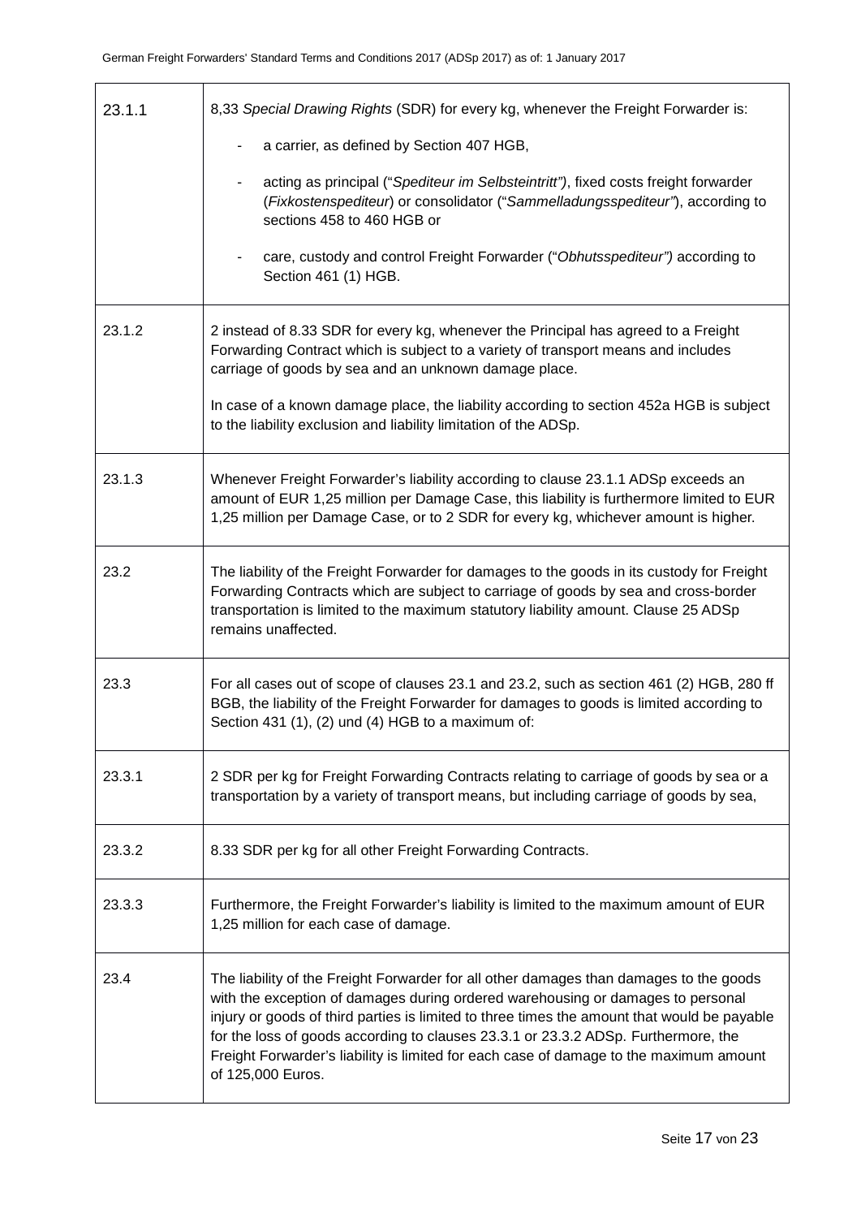| | |
|---|---|
| 23.1.1 | 8,33 *Special Drawing Rights* (SDR) for every kg, whenever the Freight Forwarder is:<br>- a carrier, as defined by Section 407 HGB,<br>- acting as principal ("*Spediteur im Selbsteintritt")*, fixed costs freight forwarder (*Fixkostenspediteur*) or consolidator ("*Sammelladungsspediteur"*), according to sections 458 to 460 HGB or<br>- care, custody and control Freight Forwarder ("*Obhutsspediteur")* according to Section 461 (1) HGB. |
| 23.1.2 | 2 instead of 8.33 SDR for every kg, whenever the Principal has agreed to a Freight Forwarding Contract which is subject to a variety of transport means and includes carriage of goods by sea and an unknown damage place.<br><br>In case of a known damage place, the liability according to section 452a HGB is subject to the liability exclusion and liability limitation of the ADSp. |
| 23.1.3 | Whenever Freight Forwarder's liability according to clause 23.1.1 ADSp exceeds an amount of EUR 1,25 million per Damage Case, this liability is furthermore limited to EUR 1,25 million per Damage Case, or to 2 SDR for every kg, whichever amount is higher. |
| 23.2 | The liability of the Freight Forwarder for damages to the goods in its custody for Freight Forwarding Contracts which are subject to carriage of goods by sea and cross-border transportation is limited to the maximum statutory liability amount. Clause 25 ADSp remains unaffected. |
| 23.3 | For all cases out of scope of clauses 23.1 and 23.2, such as section 461 (2) HGB, 280 ff BGB, the liability of the Freight Forwarder for damages to goods is limited according to Section 431 (1), (2) und (4) HGB to a maximum of: |
| 23.3.1 | 2 SDR per kg for Freight Forwarding Contracts relating to carriage of goods by sea or a transportation by a variety of transport means, but including carriage of goods by sea, |
| 23.3.2 | 8.33 SDR per kg for all other Freight Forwarding Contracts. |
| 23.3.3 | Furthermore, the Freight Forwarder's liability is limited to the maximum amount of EUR 1,25 million for each case of damage. |
| 23.4 | The liability of the Freight Forwarder for all other damages than damages to the goods with the exception of damages during ordered warehousing or damages to personal injury or goods of third parties is limited to three times the amount that would be payable for the loss of goods according to clauses 23.3.1 or 23.3.2 ADSp. Furthermore, the Freight Forwarder's liability is limited for each case of damage to the maximum amount of 125,000 Euros. |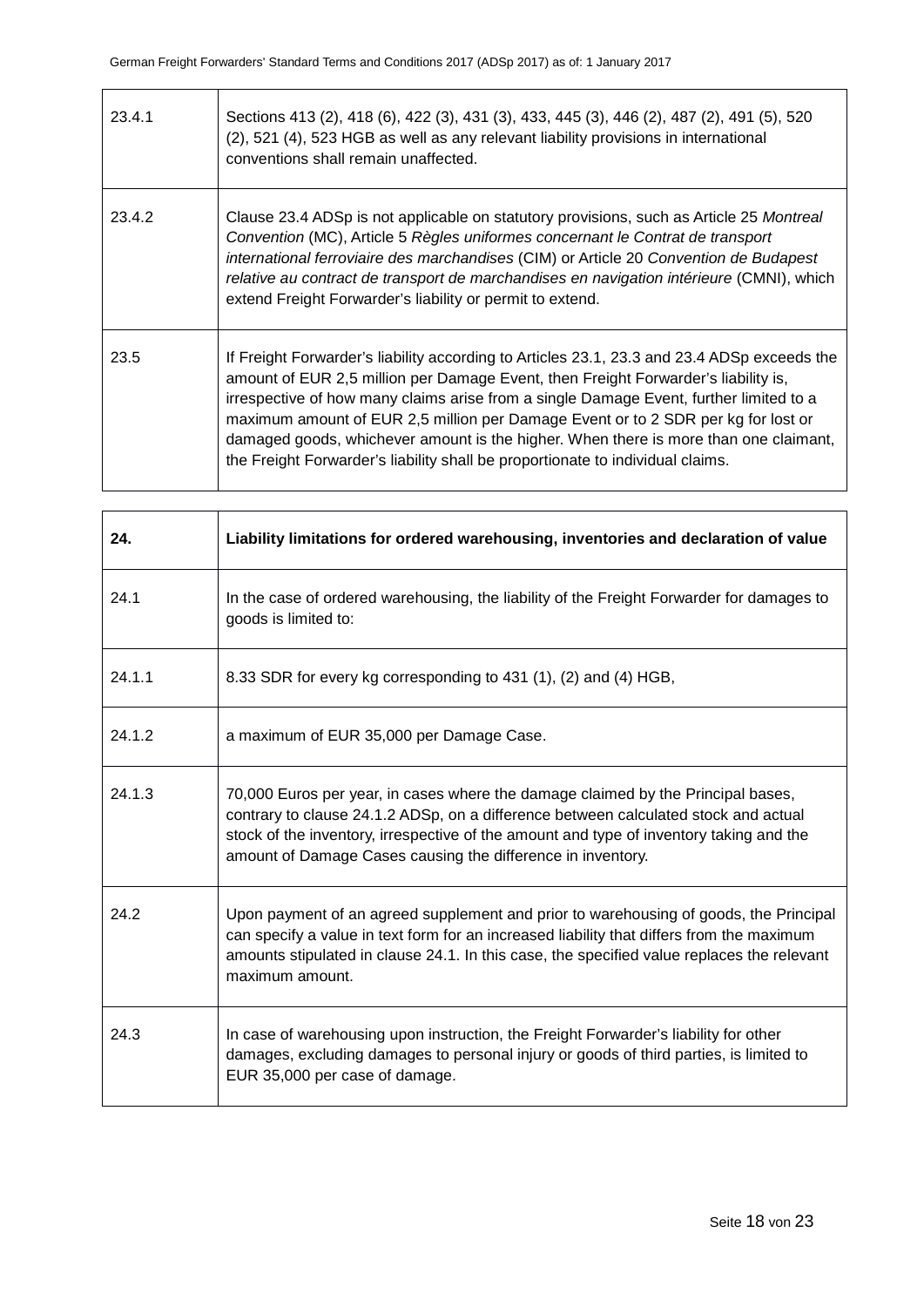| | |
|---|---|
| 23.4.1 | Sections 413 (2), 418 (6), 422 (3), 431 (3), 433, 445 (3), 446 (2), 487 (2), 491 (5), 520 (2), 521 (4), 523 HGB as well as any relevant liability provisions in international conventions shall remain unaffected. |
| 23.4.2 | Clause 23.4 ADSp is not applicable on statutory provisions, such as Article 25 *Montreal Convention* (MC), Article 5 *Règles uniformes concernant le Contrat de transport international ferroviaire des marchandises* (CIM) or Article 20 *Convention de Budapest relative au contract de transport de marchandises en navigation intérieure* (CMNI), which extend Freight Forwarder's liability or permit to extend. |
| 23.5 | If Freight Forwarder's liability according to Articles 23.1, 23.3 and 23.4 ADSp exceeds the amount of EUR 2,5 million per Damage Event, then Freight Forwarder's liability is, irrespective of how many claims arise from a single Damage Event, further limited to a maximum amount of EUR 2,5 million per Damage Event or to 2 SDR per kg for lost or damaged goods, whichever amount is the higher. When there is more than one claimant, the Freight Forwarder's liability shall be proportionate to individual claims. |

| **24.** | **Liability limitations for ordered warehousing, inventories and declaration of value** |
|---|---|
| 24.1 | In the case of ordered warehousing, the liability of the Freight Forwarder for damages to goods is limited to: |
| 24.1.1 | 8.33 SDR for every kg corresponding to 431 (1), (2) and (4) HGB, |
| 24.1.2 | a maximum of EUR 35,000 per Damage Case. |
| 24.1.3 | 70,000 Euros per year, in cases where the damage claimed by the Principal bases, contrary to clause 24.1.2 ADSp, on a difference between calculated stock and actual stock of the inventory, irrespective of the amount and type of inventory taking and the amount of Damage Cases causing the difference in inventory. |
| 24.2 | Upon payment of an agreed supplement and prior to warehousing of goods, the Principal can specify a value in text form for an increased liability that differs from the maximum amounts stipulated in clause 24.1. In this case, the specified value replaces the relevant maximum amount. |
| 24.3 | In case of warehousing upon instruction, the Freight Forwarder's liability for other damages, excluding damages to personal injury or goods of third parties, is limited to EUR 35,000 per case of damage. |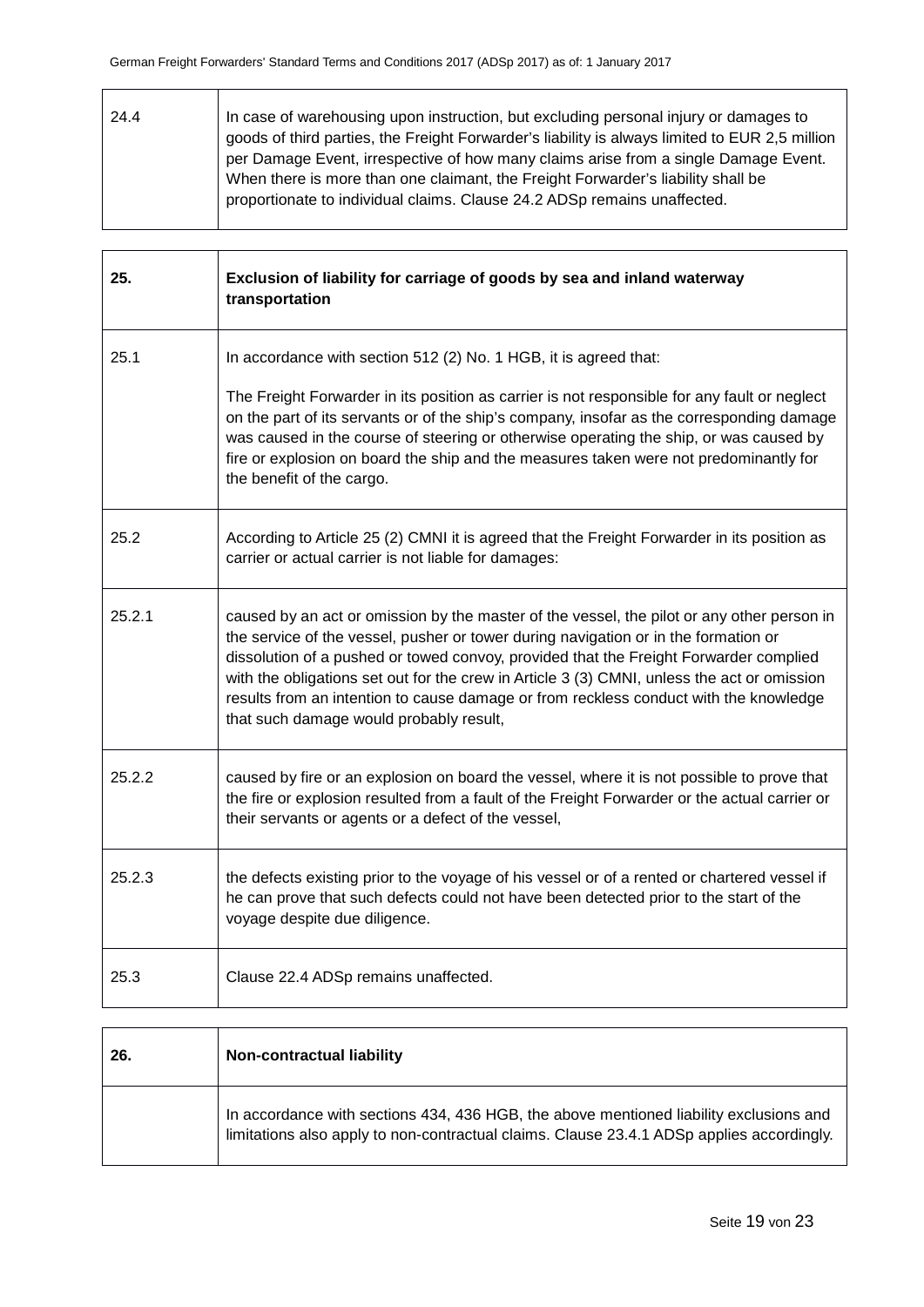| | |
|---|---|
| 24.4 | In case of warehousing upon instruction, but excluding personal injury or damages to goods of third parties, the Freight Forwarder's liability is always limited to EUR 2,5 million per Damage Event, irrespective of how many claims arise from a single Damage Event. When there is more than one claimant, the Freight Forwarder's liability shall be proportionate to individual claims. Clause 24.2 ADSp remains unaffected. |

| **25.** | **Exclusion of liability for carriage of goods by sea and inland waterway transportation** |
|---|---|
| 25.1 | In accordance with section 512 (2) No. 1 HGB, it is agreed that:<br><br>The Freight Forwarder in its position as carrier is not responsible for any fault or neglect on the part of its servants or of the ship's company, insofar as the corresponding damage was caused in the course of steering or otherwise operating the ship, or was caused by fire or explosion on board the ship and the measures taken were not predominantly for the benefit of the cargo. |
| 25.2 | According to Article 25 (2) CMNI it is agreed that the Freight Forwarder in its position as carrier or actual carrier is not liable for damages: |
| 25.2.1 | caused by an act or omission by the master of the vessel, the pilot or any other person in the service of the vessel, pusher or tower during navigation or in the formation or dissolution of a pushed or towed convoy, provided that the Freight Forwarder complied with the obligations set out for the crew in Article 3 (3) CMNI, unless the act or omission results from an intention to cause damage or from reckless conduct with the knowledge that such damage would probably result, |
| 25.2.2 | caused by fire or an explosion on board the vessel, where it is not possible to prove that the fire or explosion resulted from a fault of the Freight Forwarder or the actual carrier or their servants or agents or a defect of the vessel, |
| 25.2.3 | the defects existing prior to the voyage of his vessel or of a rented or chartered vessel if he can prove that such defects could not have been detected prior to the start of the voyage despite due diligence. |
| 25.3 | Clause 22.4 ADSp remains unaffected. |

| **26.** | **Non-contractual liability** |
|---|---|
| | In accordance with sections 434, 436 HGB, the above mentioned liability exclusions and limitations also apply to non-contractual claims. Clause 23.4.1 ADSp applies accordingly. |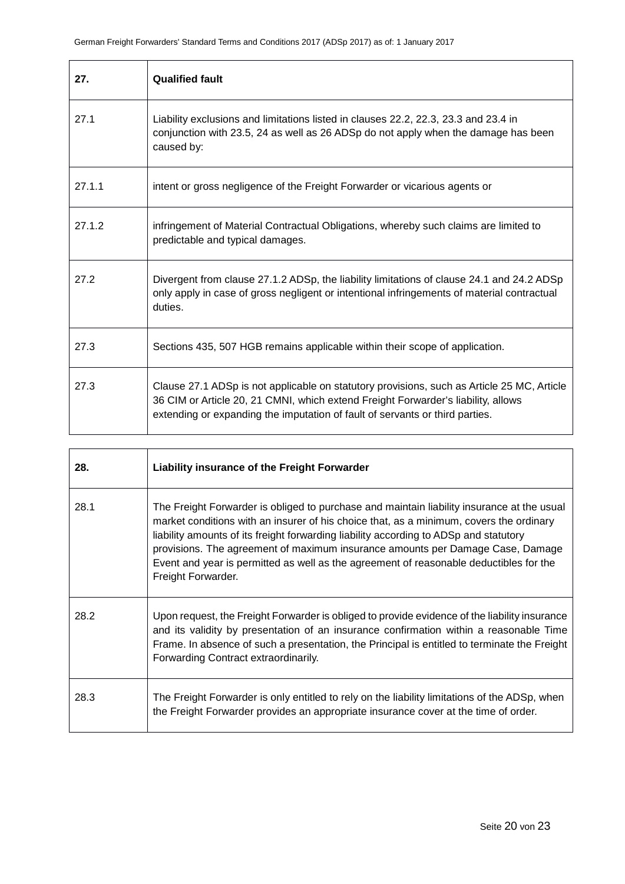| 27. | **Qualified fault** |
|---|---|
| 27.1 | Liability exclusions and limitations listed in clauses 22.2, 22.3, 23.3 and 23.4 in conjunction with 23.5, 24 as well as 26 ADSp do not apply when the damage has been caused by: |
| 27.1.1 | intent or gross negligence of the Freight Forwarder or vicarious agents or |
| 27.1.2 | infringement of Material Contractual Obligations, whereby such claims are limited to predictable and typical damages. |
| 27.2 | Divergent from clause 27.1.2 ADSp, the liability limitations of clause 24.1 and 24.2 ADSp only apply in case of gross negligent or intentional infringements of material contractual duties. |
| 27.3 | Sections 435, 507 HGB remains applicable within their scope of application. |
| 27.3 | Clause 27.1 ADSp is not applicable on statutory provisions, such as Article 25 MC, Article 36 CIM or Article 20, 21 CMNI, which extend Freight Forwarder's liability, allows extending or expanding the imputation of fault of servants or third parties. |

| 28. | **Liability insurance of the Freight Forwarder** |
|---|---|
| 28.1 | The Freight Forwarder is obliged to purchase and maintain liability insurance at the usual market conditions with an insurer of his choice that, as a minimum, covers the ordinary liability amounts of its freight forwarding liability according to ADSp and statutory provisions. The agreement of maximum insurance amounts per Damage Case, Damage Event and year is permitted as well as the agreement of reasonable deductibles for the Freight Forwarder. |
| 28.2 | Upon request, the Freight Forwarder is obliged to provide evidence of the liability insurance and its validity by presentation of an insurance confirmation within a reasonable Time Frame. In absence of such a presentation, the Principal is entitled to terminate the Freight Forwarding Contract extraordinarily. |
| 28.3 | The Freight Forwarder is only entitled to rely on the liability limitations of the ADSp, when the Freight Forwarder provides an appropriate insurance cover at the time of order. |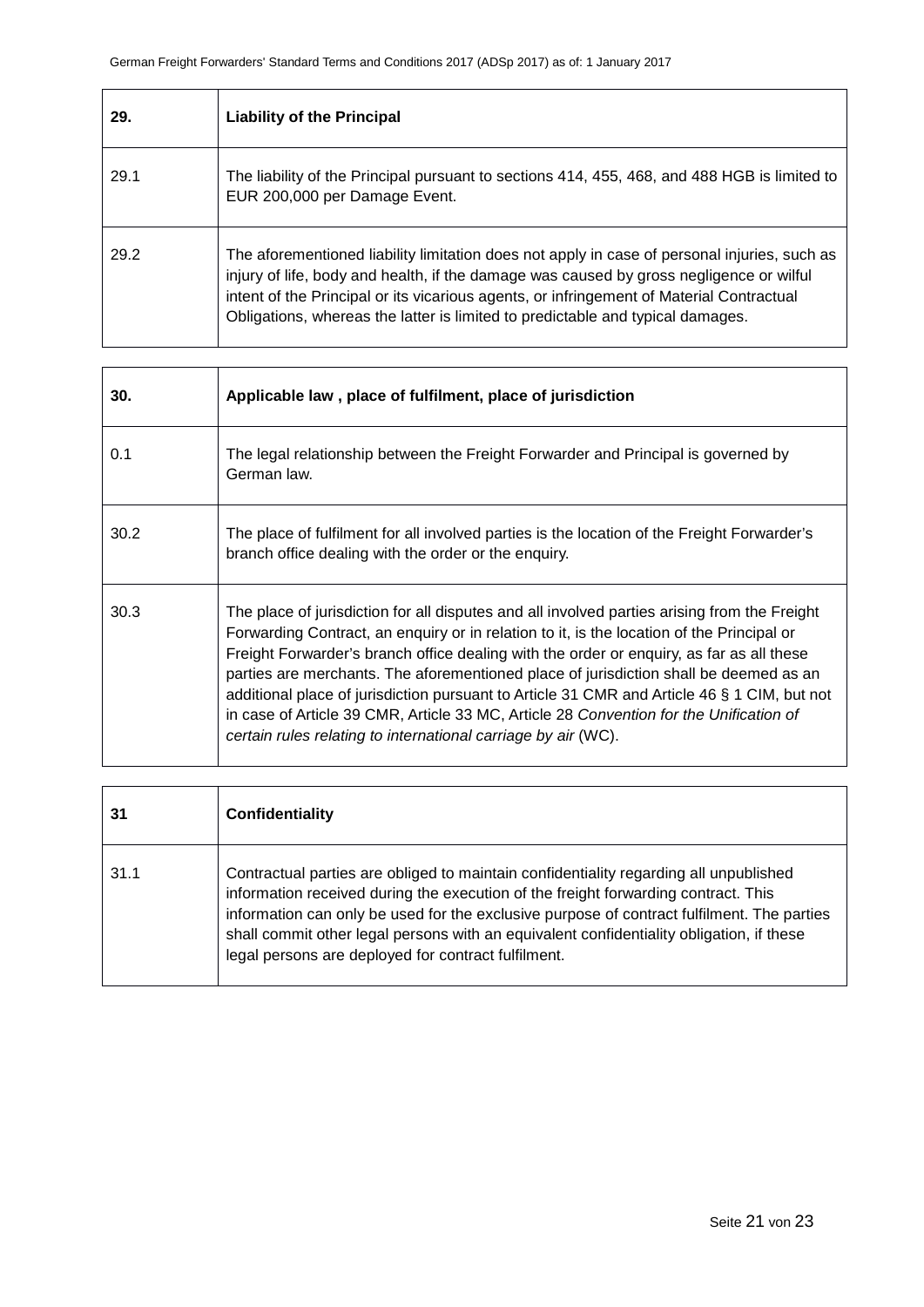| 29. | **Liability of the Principal** |
|---|---|
| 29.1 | The liability of the Principal pursuant to sections 414, 455, 468, and 488 HGB is limited to EUR 200,000 per Damage Event. |
| 29.2 | The aforementioned liability limitation does not apply in case of personal injuries, such as injury of life, body and health, if the damage was caused by gross negligence or wilful intent of the Principal or its vicarious agents, or infringement of Material Contractual Obligations, whereas the latter is limited to predictable and typical damages. |

| 30. | **Applicable law , place of fulfilment, place of jurisdiction** |
|---|---|
| 0.1 | The legal relationship between the Freight Forwarder and Principal is governed by German law. |
| 30.2 | The place of fulfilment for all involved parties is the location of the Freight Forwarder's branch office dealing with the order or the enquiry. |
| 30.3 | The place of jurisdiction for all disputes and all involved parties arising from the Freight Forwarding Contract, an enquiry or in relation to it, is the location of the Principal or Freight Forwarder's branch office dealing with the order or enquiry, as far as all these parties are merchants. The aforementioned place of jurisdiction shall be deemed as an additional place of jurisdiction pursuant to Article 31 CMR and Article 46 § 1 CIM, but not in case of Article 39 CMR, Article 33 MC, Article 28 *Convention for the Unification of certain rules relating to international carriage by air* (WC). |

| 31 | **Confidentiality** |
|---|---|
| 31.1 | Contractual parties are obliged to maintain confidentiality regarding all unpublished information received during the execution of the freight forwarding contract. This information can only be used for the exclusive purpose of contract fulfilment. The parties shall commit other legal persons with an equivalent confidentiality obligation, if these legal persons are deployed for contract fulfilment. |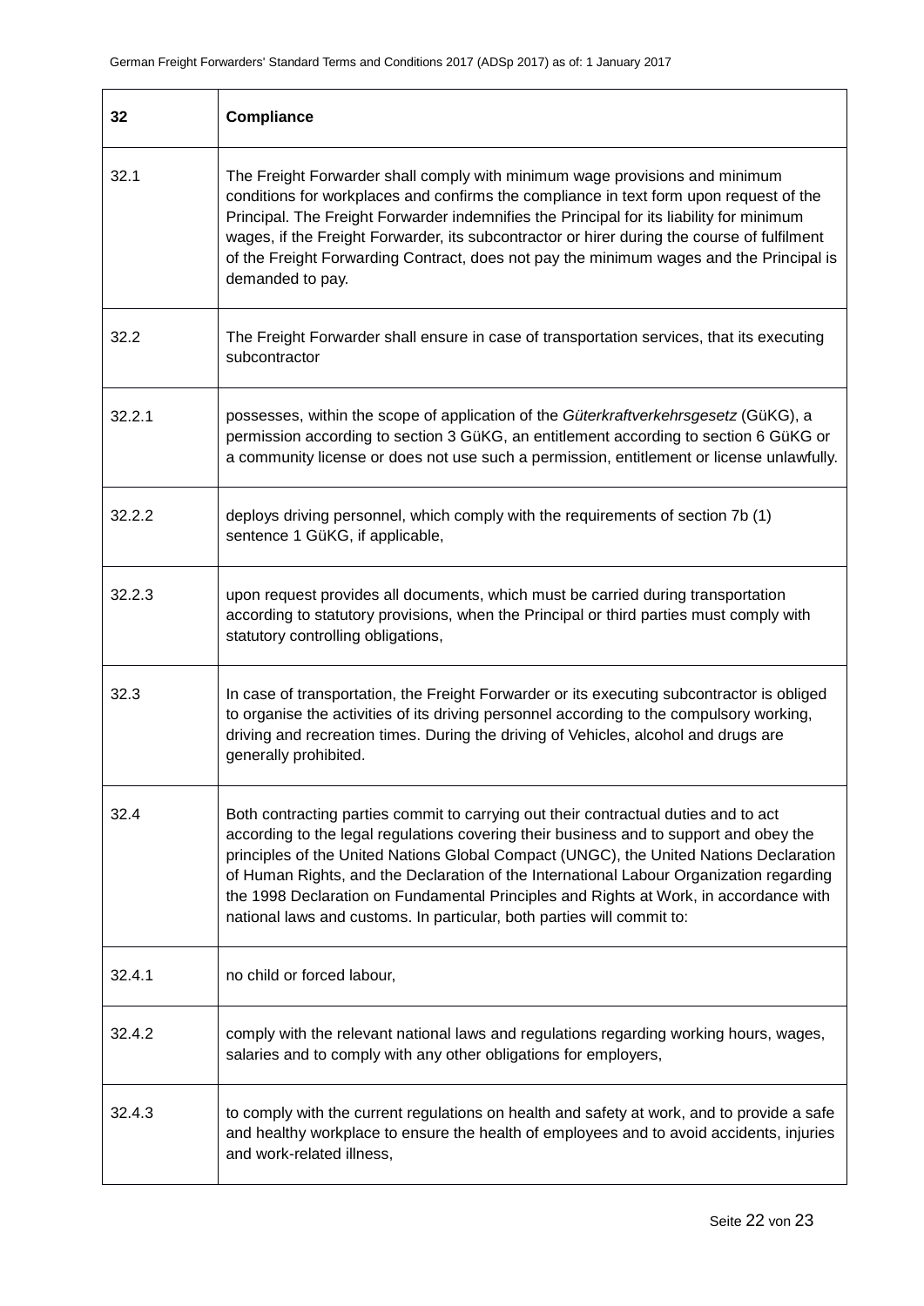| | |
|---|---|
| **32** | **Compliance** |
| 32.1 | The Freight Forwarder shall comply with minimum wage provisions and minimum conditions for workplaces and confirms the compliance in text form upon request of the Principal. The Freight Forwarder indemnifies the Principal for its liability for minimum wages, if the Freight Forwarder, its subcontractor or hirer during the course of fulfilment of the Freight Forwarding Contract, does not pay the minimum wages and the Principal is demanded to pay. |
| 32.2 | The Freight Forwarder shall ensure in case of transportation services, that its executing subcontractor |
| 32.2.1 | possesses, within the scope of application of the *Güterkraftverkehrsgesetz* (GüKG), a permission according to section 3 GüKG, an entitlement according to section 6 GüKG or a community license or does not use such a permission, entitlement or license unlawfully. |
| 32.2.2 | deploys driving personnel, which comply with the requirements of section 7b (1) sentence 1 GüKG, if applicable, |
| 32.2.3 | upon request provides all documents, which must be carried during transportation according to statutory provisions, when the Principal or third parties must comply with statutory controlling obligations, |
| 32.3 | In case of transportation, the Freight Forwarder or its executing subcontractor is obliged to organise the activities of its driving personnel according to the compulsory working, driving and recreation times. During the driving of Vehicles, alcohol and drugs are generally prohibited. |
| 32.4 | Both contracting parties commit to carrying out their contractual duties and to act according to the legal regulations covering their business and to support and obey the principles of the United Nations Global Compact (UNGC), the United Nations Declaration of Human Rights, and the Declaration of the International Labour Organization regarding the 1998 Declaration on Fundamental Principles and Rights at Work, in accordance with national laws and customs. In particular, both parties will commit to: |
| 32.4.1 | no child or forced labour, |
| 32.4.2 | comply with the relevant national laws and regulations regarding working hours, wages, salaries and to comply with any other obligations for employers, |
| 32.4.3 | to comply with the current regulations on health and safety at work, and to provide a safe and healthy workplace to ensure the health of employees and to avoid accidents, injuries and work-related illness, |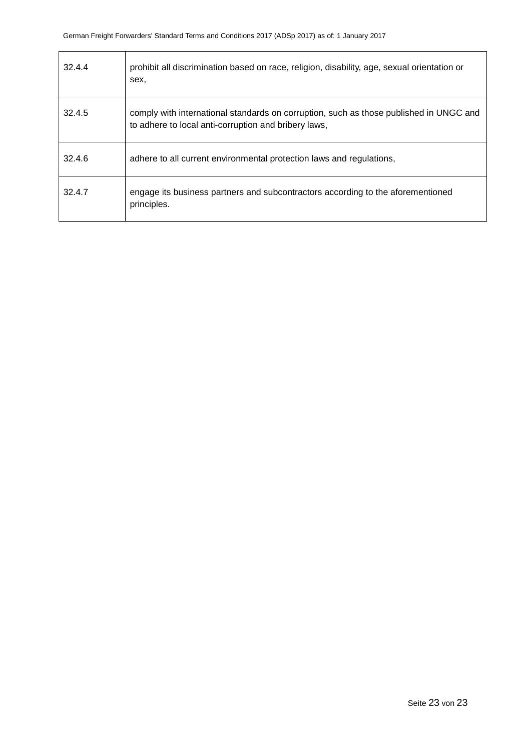| | |
|---|---|
| 32.4.4 | prohibit all discrimination based on race, religion, disability, age, sexual orientation or sex, |
| 32.4.5 | comply with international standards on corruption, such as those published in UNGC and to adhere to local anti-corruption and bribery laws, |
| 32.4.6 | adhere to all current environmental protection laws and regulations, |
| 32.4.7 | engage its business partners and subcontractors according to the aforementioned principles. |